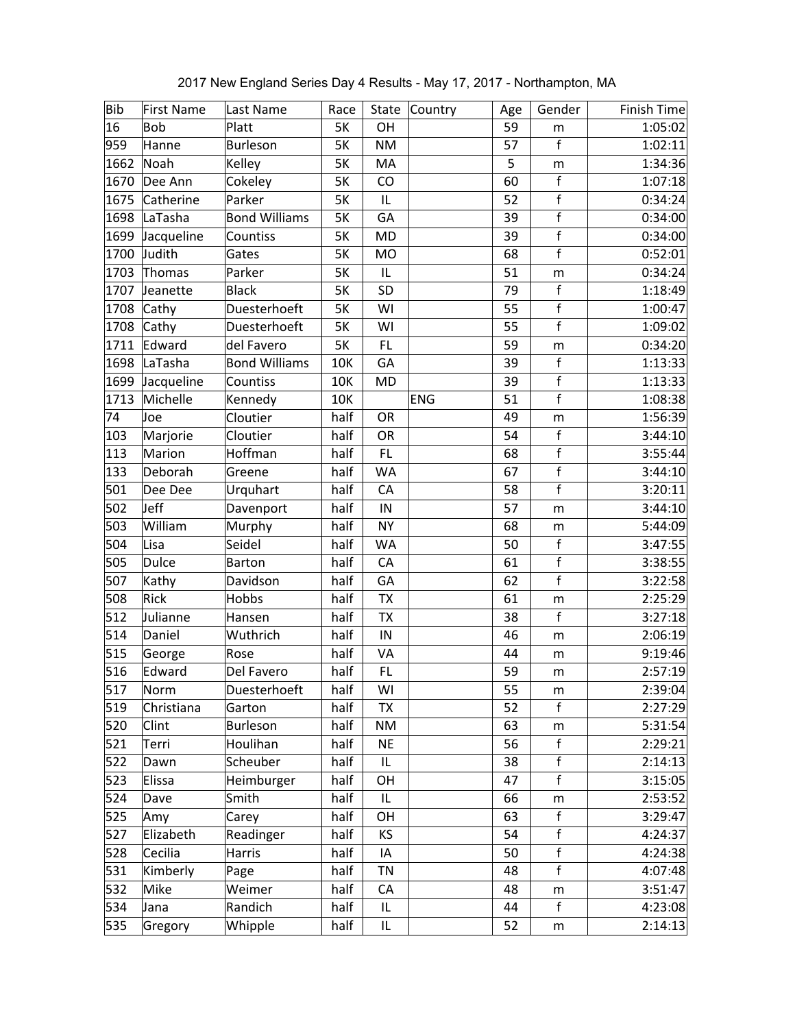# 2017 New England Series Day 4 Results - May 17, 2017 - Northampton, MA

| Bib | First Name | Last Name | Race | State | Country | Age | Gender | Finish Time |
|---|---|---|---|---|---|---|---|---|
| 16 | Bob | Platt | 5K | OH | | 59 | m | 1:05:02 |
| 959 | Hanne | Burleson | 5K | NM | | 57 | f | 1:02:11 |
| 1662 | Noah | Kelley | 5K | MA | | 5 | m | 1:34:36 |
| 1670 | Dee Ann | Cokeley | 5K | CO | | 60 | f | 1:07:18 |
| 1675 | Catherine | Parker | 5K | IL | | 52 | f | 0:34:24 |
| 1698 | LaTasha | Bond Williams | 5K | GA | | 39 | f | 0:34:00 |
| 1699 | Jacqueline | Countiss | 5K | MD | | 39 | f | 0:34:00 |
| 1700 | Judith | Gates | 5K | MO | | 68 | f | 0:52:01 |
| 1703 | Thomas | Parker | 5K | IL | | 51 | m | 0:34:24 |
| 1707 | Jeanette | Black | 5K | SD | | 79 | f | 1:18:49 |
| 1708 | Cathy | Duesterhoeft | 5K | WI | | 55 | f | 1:00:47 |
| 1708 | Cathy | Duesterhoeft | 5K | WI | | 55 | f | 1:09:02 |
| 1711 | Edward | del Favero | 5K | FL | | 59 | m | 0:34:20 |
| 1698 | LaTasha | Bond Williams | 10K | GA | | 39 | f | 1:13:33 |
| 1699 | Jacqueline | Countiss | 10K | MD | | 39 | f | 1:13:33 |
| 1713 | Michelle | Kennedy | 10K | | ENG | 51 | f | 1:08:38 |
| 74 | Joe | Cloutier | half | OR | | 49 | m | 1:56:39 |
| 103 | Marjorie | Cloutier | half | OR | | 54 | f | 3:44:10 |
| 113 | Marion | Hoffman | half | FL | | 68 | f | 3:55:44 |
| 133 | Deborah | Greene | half | WA | | 67 | f | 3:44:10 |
| 501 | Dee Dee | Urquhart | half | CA | | 58 | f | 3:20:11 |
| 502 | Jeff | Davenport | half | IN | | 57 | m | 3:44:10 |
| 503 | William | Murphy | half | NY | | 68 | m | 5:44:09 |
| 504 | Lisa | Seidel | half | WA | | 50 | f | 3:47:55 |
| 505 | Dulce | Barton | half | CA | | 61 | f | 3:38:55 |
| 507 | Kathy | Davidson | half | GA | | 62 | f | 3:22:58 |
| 508 | Rick | Hobbs | half | TX | | 61 | m | 2:25:29 |
| 512 | Julianne | Hansen | half | TX | | 38 | f | 3:27:18 |
| 514 | Daniel | Wuthrich | half | IN | | 46 | m | 2:06:19 |
| 515 | George | Rose | half | VA | | 44 | m | 9:19:46 |
| 516 | Edward | Del Favero | half | FL | | 59 | m | 2:57:19 |
| 517 | Norm | Duesterhoeft | half | WI | | 55 | m | 2:39:04 |
| 519 | Christiana | Garton | half | TX | | 52 | f | 2:27:29 |
| 520 | Clint | Burleson | half | NM | | 63 | m | 5:31:54 |
| 521 | Terri | Houlihan | half | NE | | 56 | f | 2:29:21 |
| 522 | Dawn | Scheuber | half | IL | | 38 | f | 2:14:13 |
| 523 | Elissa | Heimburger | half | OH | | 47 | f | 3:15:05 |
| 524 | Dave | Smith | half | IL | | 66 | m | 2:53:52 |
| 525 | Amy | Carey | half | OH | | 63 | f | 3:29:47 |
| 527 | Elizabeth | Readinger | half | KS | | 54 | f | 4:24:37 |
| 528 | Cecilia | Harris | half | IA | | 50 | f | 4:24:38 |
| 531 | Kimberly | Page | half | TN | | 48 | f | 4:07:48 |
| 532 | Mike | Weimer | half | CA | | 48 | m | 3:51:47 |
| 534 | Jana | Randich | half | IL | | 44 | f | 4:23:08 |
| 535 | Gregory | Whipple | half | IL | | 52 | m | 2:14:13 |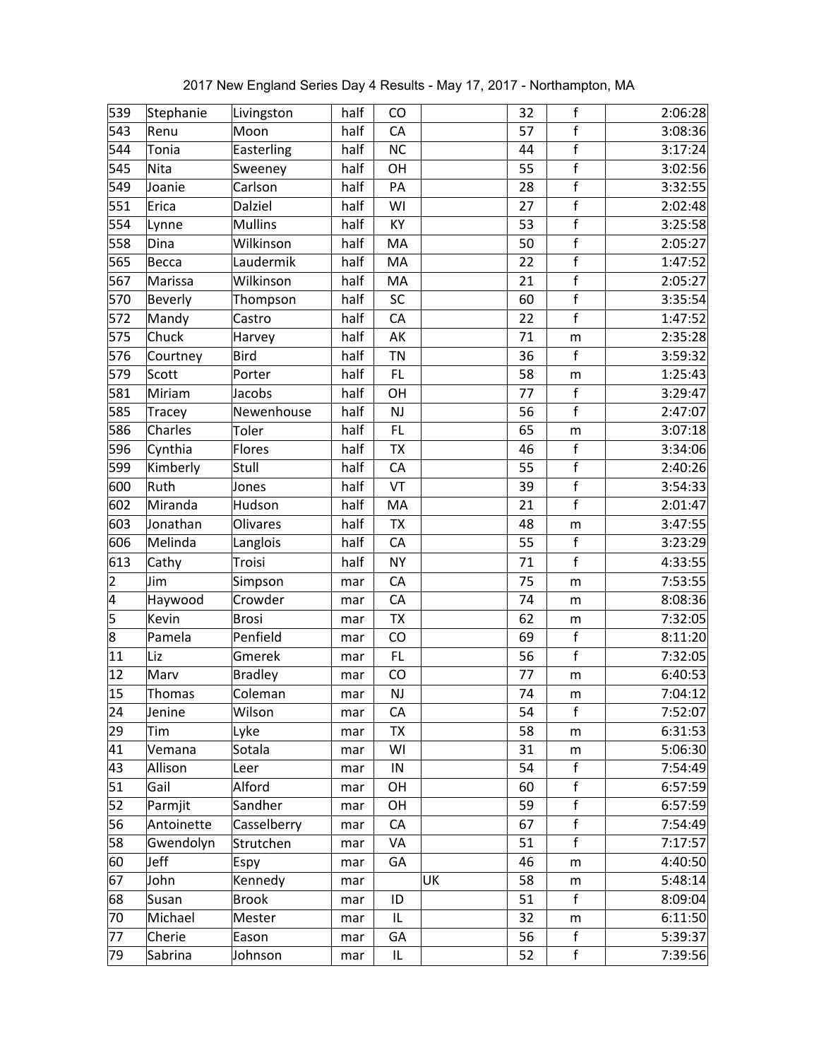2017 New England Series Day 4 Results - May 17, 2017 - Northampton, MA

| | | | | | | | | |
|---|---|---|---|---|---|---|---|---|
| 539 | Stephanie | Livingston | half | CO | | 32 | f | 2:06:28 |
| 543 | Renu | Moon | half | CA | | 57 | f | 3:08:36 |
| 544 | Tonia | Easterling | half | NC | | 44 | f | 3:17:24 |
| 545 | Nita | Sweeney | half | OH | | 55 | f | 3:02:56 |
| 549 | Joanie | Carlson | half | PA | | 28 | f | 3:32:55 |
| 551 | Erica | Dalziel | half | WI | | 27 | f | 2:02:48 |
| 554 | Lynne | Mullins | half | KY | | 53 | f | 3:25:58 |
| 558 | Dina | Wilkinson | half | MA | | 50 | f | 2:05:27 |
| 565 | Becca | Laudermik | half | MA | | 22 | f | 1:47:52 |
| 567 | Marissa | Wilkinson | half | MA | | 21 | f | 2:05:27 |
| 570 | Beverly | Thompson | half | SC | | 60 | f | 3:35:54 |
| 572 | Mandy | Castro | half | CA | | 22 | f | 1:47:52 |
| 575 | Chuck | Harvey | half | AK | | 71 | m | 2:35:28 |
| 576 | Courtney | Bird | half | TN | | 36 | f | 3:59:32 |
| 579 | Scott | Porter | half | FL | | 58 | m | 1:25:43 |
| 581 | Miriam | Jacobs | half | OH | | 77 | f | 3:29:47 |
| 585 | Tracey | Newenhouse | half | NJ | | 56 | f | 2:47:07 |
| 586 | Charles | Toler | half | FL | | 65 | m | 3:07:18 |
| 596 | Cynthia | Flores | half | TX | | 46 | f | 3:34:06 |
| 599 | Kimberly | Stull | half | CA | | 55 | f | 2:40:26 |
| 600 | Ruth | Jones | half | VT | | 39 | f | 3:54:33 |
| 602 | Miranda | Hudson | half | MA | | 21 | f | 2:01:47 |
| 603 | Jonathan | Olivares | half | TX | | 48 | m | 3:47:55 |
| 606 | Melinda | Langlois | half | CA | | 55 | f | 3:23:29 |
| 613 | Cathy | Troisi | half | NY | | 71 | f | 4:33:55 |
| 2 | Jim | Simpson | mar | CA | | 75 | m | 7:53:55 |
| 4 | Haywood | Crowder | mar | CA | | 74 | m | 8:08:36 |
| 5 | Kevin | Brosi | mar | TX | | 62 | m | 7:32:05 |
| 8 | Pamela | Penfield | mar | CO | | 69 | f | 8:11:20 |
| 11 | Liz | Gmerek | mar | FL | | 56 | f | 7:32:05 |
| 12 | Marv | Bradley | mar | CO | | 77 | m | 6:40:53 |
| 15 | Thomas | Coleman | mar | NJ | | 74 | m | 7:04:12 |
| 24 | Jenine | Wilson | mar | CA | | 54 | f | 7:52:07 |
| 29 | Tim | Lyke | mar | TX | | 58 | m | 6:31:53 |
| 41 | Vemana | Sotala | mar | WI | | 31 | m | 5:06:30 |
| 43 | Allison | Leer | mar | IN | | 54 | f | 7:54:49 |
| 51 | Gail | Alford | mar | OH | | 60 | f | 6:57:59 |
| 52 | Parmjit | Sandher | mar | OH | | 59 | f | 6:57:59 |
| 56 | Antoinette | Casselberry | mar | CA | | 67 | f | 7:54:49 |
| 58 | Gwendolyn | Strutchen | mar | VA | | 51 | f | 7:17:57 |
| 60 | Jeff | Espy | mar | GA | | 46 | m | 4:40:50 |
| 67 | John | Kennedy | mar | | UK | 58 | m | 5:48:14 |
| 68 | Susan | Brook | mar | ID | | 51 | f | 8:09:04 |
| 70 | Michael | Mester | mar | IL | | 32 | m | 6:11:50 |
| 77 | Cherie | Eason | mar | GA | | 56 | f | 5:39:37 |
| 79 | Sabrina | Johnson | mar | IL | | 52 | f | 7:39:56 |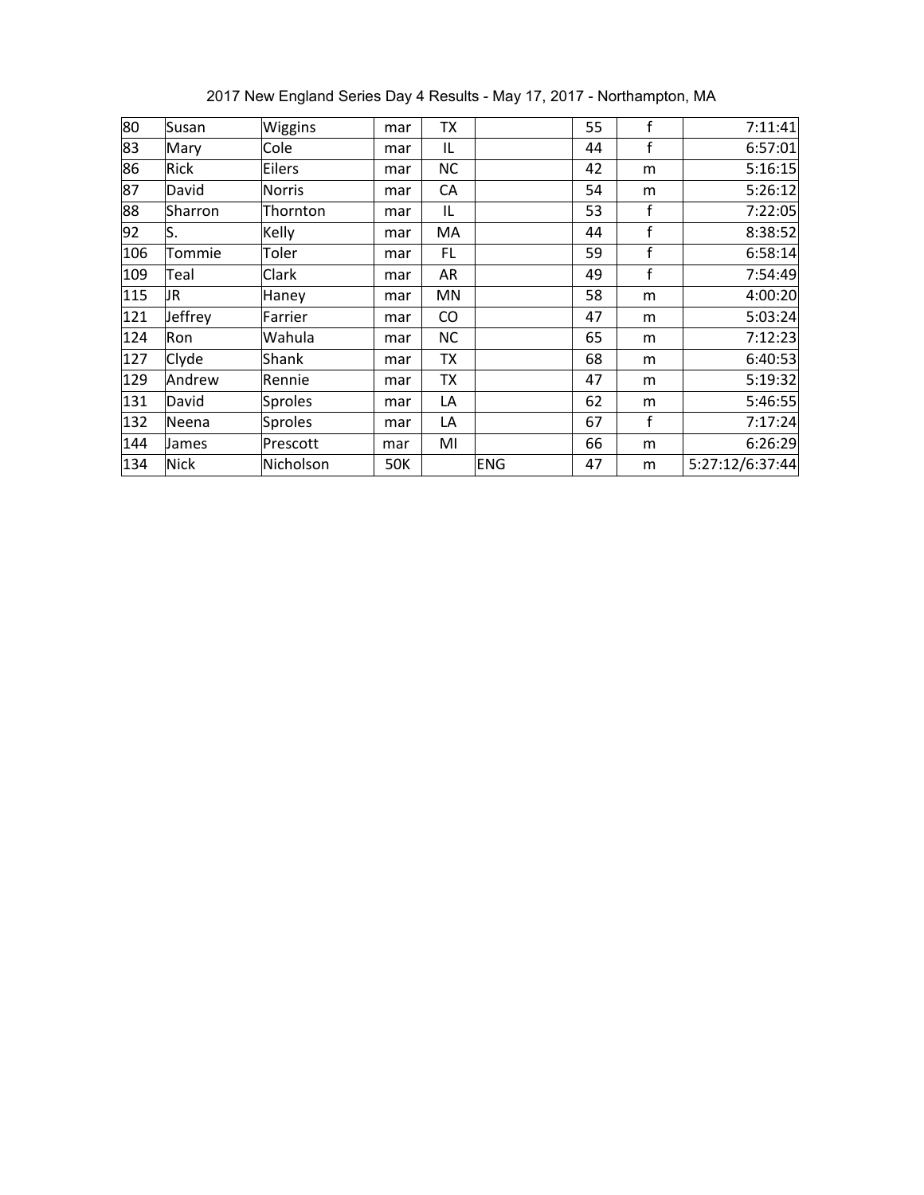2017 New England Series Day 4 Results - May 17, 2017 - Northampton, MA

| | | | | | | | | |
|---|---|---|---|---|---|---|---|---|
| 80 | Susan | Wiggins | mar | TX | | 55 | f | 7:11:41 |
| 83 | Mary | Cole | mar | IL | | 44 | f | 6:57:01 |
| 86 | Rick | Eilers | mar | NC | | 42 | m | 5:16:15 |
| 87 | David | Norris | mar | CA | | 54 | m | 5:26:12 |
| 88 | Sharron | Thornton | mar | IL | | 53 | f | 7:22:05 |
| 92 | S. | Kelly | mar | MA | | 44 | f | 8:38:52 |
| 106 | Tommie | Toler | mar | FL | | 59 | f | 6:58:14 |
| 109 | Teal | Clark | mar | AR | | 49 | f | 7:54:49 |
| 115 | JR | Haney | mar | MN | | 58 | m | 4:00:20 |
| 121 | Jeffrey | Farrier | mar | CO | | 47 | m | 5:03:24 |
| 124 | Ron | Wahula | mar | NC | | 65 | m | 7:12:23 |
| 127 | Clyde | Shank | mar | TX | | 68 | m | 6:40:53 |
| 129 | Andrew | Rennie | mar | TX | | 47 | m | 5:19:32 |
| 131 | David | Sproles | mar | LA | | 62 | m | 5:46:55 |
| 132 | Neena | Sproles | mar | LA | | 67 | f | 7:17:24 |
| 144 | James | Prescott | mar | MI | | 66 | m | 6:26:29 |
| 134 | Nick | Nicholson | 50K | | ENG | 47 | m | 5:27:12/6:37:44 |